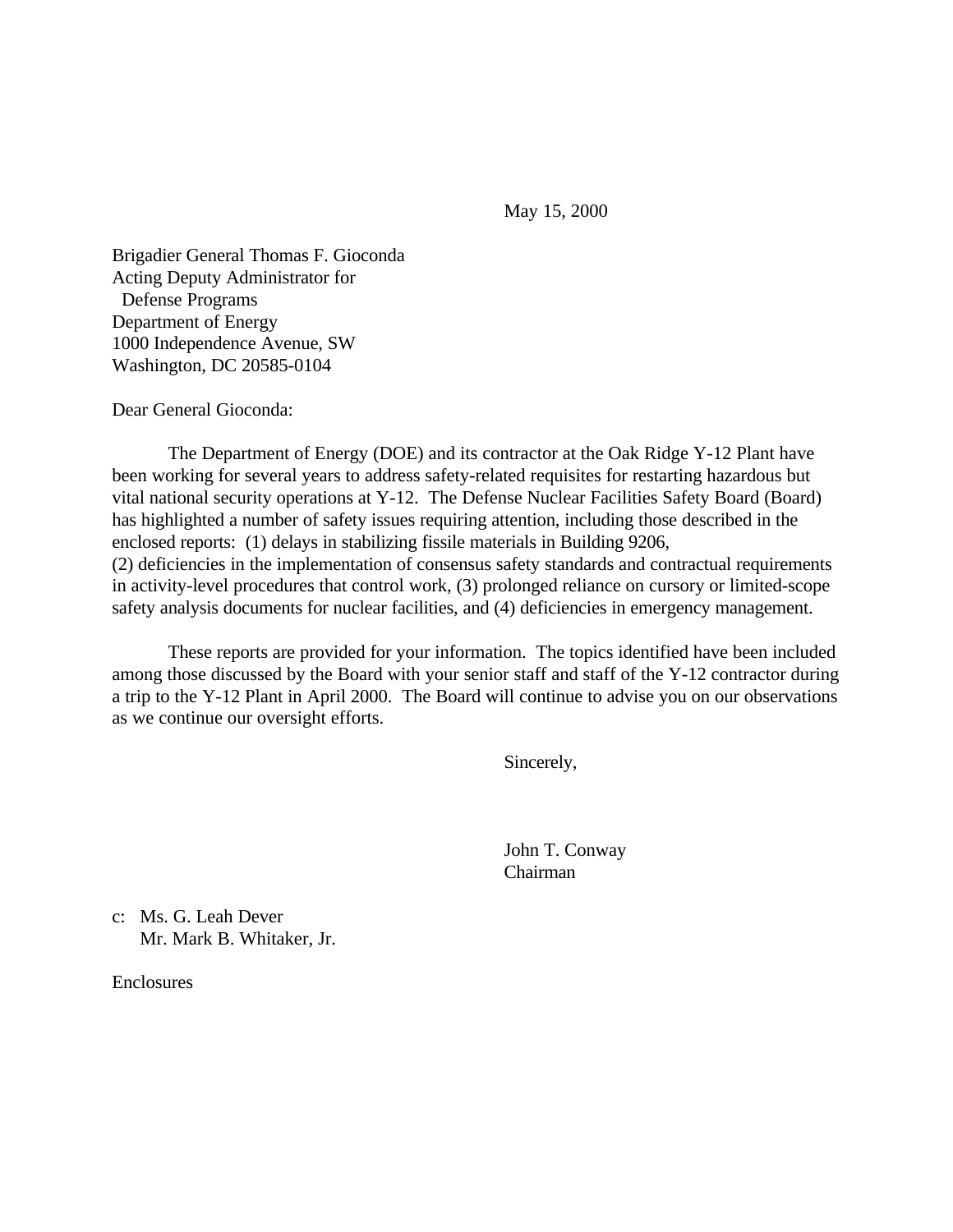May 15, 2000

Brigadier General Thomas F. Gioconda
Acting Deputy Administrator for
Defense Programs
Department of Energy
1000 Independence Avenue, SW
Washington, DC 20585-0104

Dear General Gioconda:

The Department of Energy (DOE) and its contractor at the Oak Ridge Y-12 Plant have been working for several years to address safety-related requisites for restarting hazardous but vital national security operations at Y-12. The Defense Nuclear Facilities Safety Board (Board) has highlighted a number of safety issues requiring attention, including those described in the enclosed reports: (1) delays in stabilizing fissile materials in Building 9206, (2) deficiencies in the implementation of consensus safety standards and contractual requirements in activity-level procedures that control work, (3) prolonged reliance on cursory or limited-scope safety analysis documents for nuclear facilities, and (4) deficiencies in emergency management.

These reports are provided for your information. The topics identified have been included among those discussed by the Board with your senior staff and staff of the Y-12 contractor during a trip to the Y-12 Plant in April 2000. The Board will continue to advise you on our observations as we continue our oversight efforts.

Sincerely,

John T. Conway
Chairman

c: Ms. G. Leah Dever
Mr. Mark B. Whitaker, Jr.

Enclosures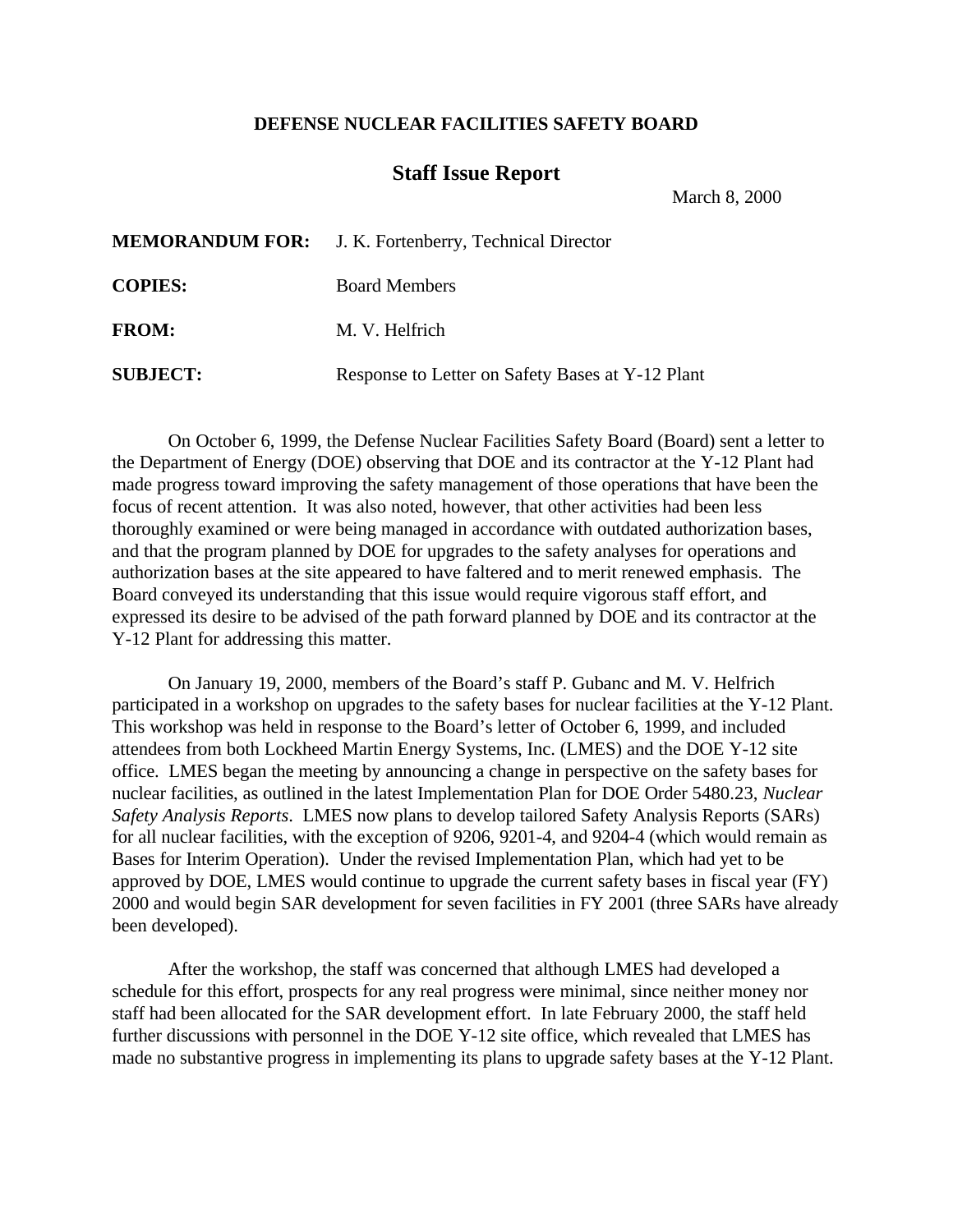**DEFENSE NUCLEAR FACILITIES SAFETY BOARD**

## Staff Issue Report

March 8, 2000

**MEMORANDUM FOR:** J. K. Fortenberry, Technical Director

**COPIES:** Board Members

**FROM:** M. V. Helfrich

**SUBJECT:** Response to Letter on Safety Bases at Y-12 Plant

On October 6, 1999, the Defense Nuclear Facilities Safety Board (Board) sent a letter to the Department of Energy (DOE) observing that DOE and its contractor at the Y-12 Plant had made progress toward improving the safety management of those operations that have been the focus of recent attention. It was also noted, however, that other activities had been less thoroughly examined or were being managed in accordance with outdated authorization bases, and that the program planned by DOE for upgrades to the safety analyses for operations and authorization bases at the site appeared to have faltered and to merit renewed emphasis. The Board conveyed its understanding that this issue would require vigorous staff effort, and expressed its desire to be advised of the path forward planned by DOE and its contractor at the Y-12 Plant for addressing this matter.

On January 19, 2000, members of the Board's staff P. Gubanc and M. V. Helfrich participated in a workshop on upgrades to the safety bases for nuclear facilities at the Y-12 Plant. This workshop was held in response to the Board's letter of October 6, 1999, and included attendees from both Lockheed Martin Energy Systems, Inc. (LMES) and the DOE Y-12 site office. LMES began the meeting by announcing a change in perspective on the safety bases for nuclear facilities, as outlined in the latest Implementation Plan for DOE Order 5480.23, *Nuclear Safety Analysis Reports*. LMES now plans to develop tailored Safety Analysis Reports (SARs) for all nuclear facilities, with the exception of 9206, 9201-4, and 9204-4 (which would remain as Bases for Interim Operation). Under the revised Implementation Plan, which had yet to be approved by DOE, LMES would continue to upgrade the current safety bases in fiscal year (FY) 2000 and would begin SAR development for seven facilities in FY 2001 (three SARs have already been developed).

After the workshop, the staff was concerned that although LMES had developed a schedule for this effort, prospects for any real progress were minimal, since neither money nor staff had been allocated for the SAR development effort. In late February 2000, the staff held further discussions with personnel in the DOE Y-12 site office, which revealed that LMES has made no substantive progress in implementing its plans to upgrade safety bases at the Y-12 Plant.